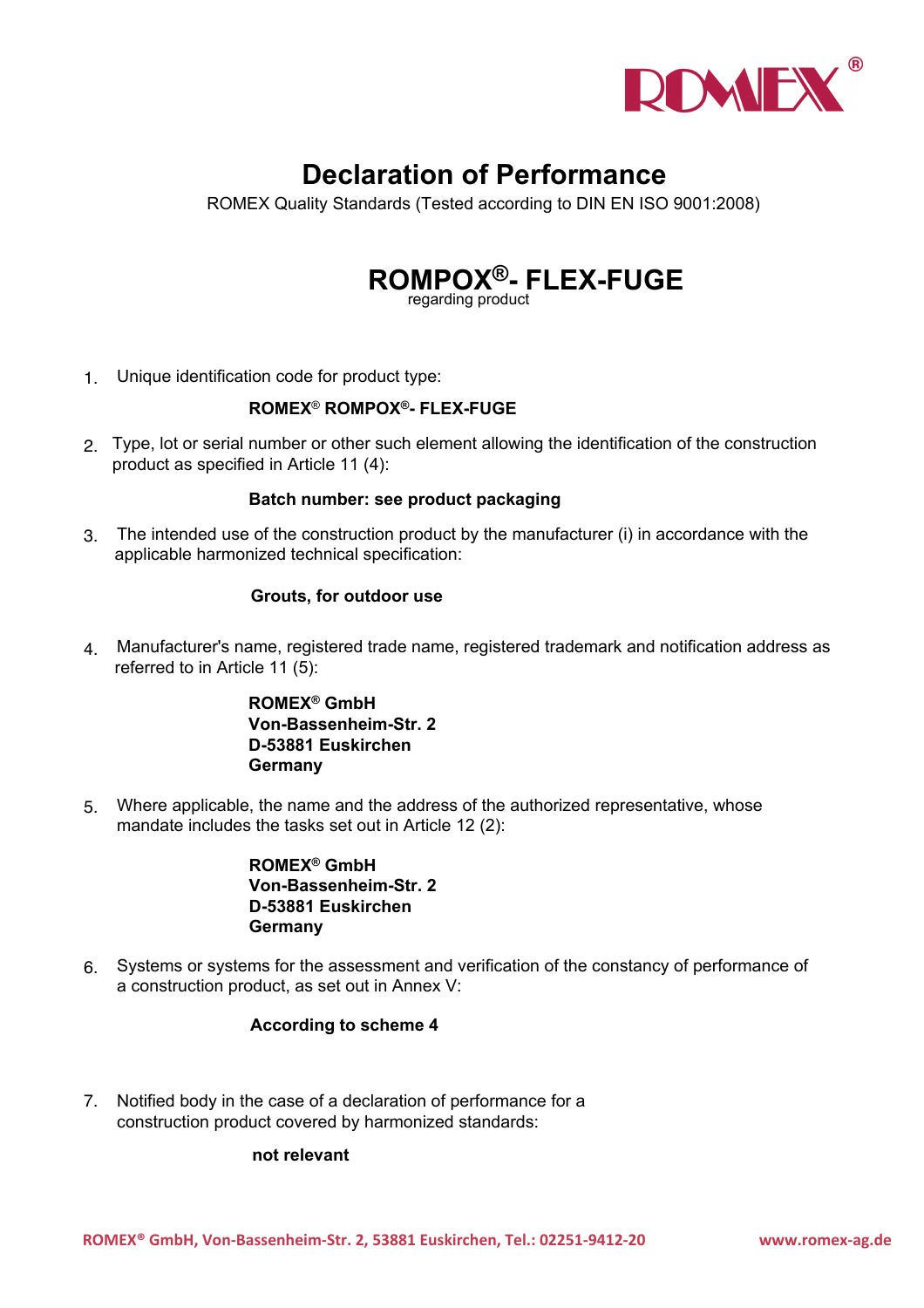# Declaration of Performance

ROMEX Quality Standards (Tested according to DIN EN ISO 9001:2008)

## ROMPOX®- FLEX-FUGE

regarding product

1. Unique identification code for product type:

   **ROMEX® ROMPOX®- FLEX-FUGE**

2. Type, lot or serial number or other such element allowing the identification of the construction product as specified in Article 11 (4):

   **Batch number: see product packaging**

3. The intended use of the construction product by the manufacturer (i) in accordance with the applicable harmonized technical specification:

   **Grouts, for outdoor use**

4. Manufacturer's name, registered trade name, registered trademark and notification address as referred to in Article 11 (5):

   **ROMEX® GmbH**
   **Von-Bassenheim-Str. 2**
   **D-53881 Euskirchen**
   **Germany**

5. Where applicable, the name and the address of the authorized representative, whose mandate includes the tasks set out in Article 12 (2):

   **ROMEX® GmbH**
   **Von-Bassenheim-Str. 2**
   **D-53881 Euskirchen**
   **Germany**

6. Systems or systems for the assessment and verification of the constancy of performance of a construction product, as set out in Annex V:

   **According to scheme 4**

7. Notified body in the case of a declaration of performance for a construction product covered by harmonized standards:

   **not relevant**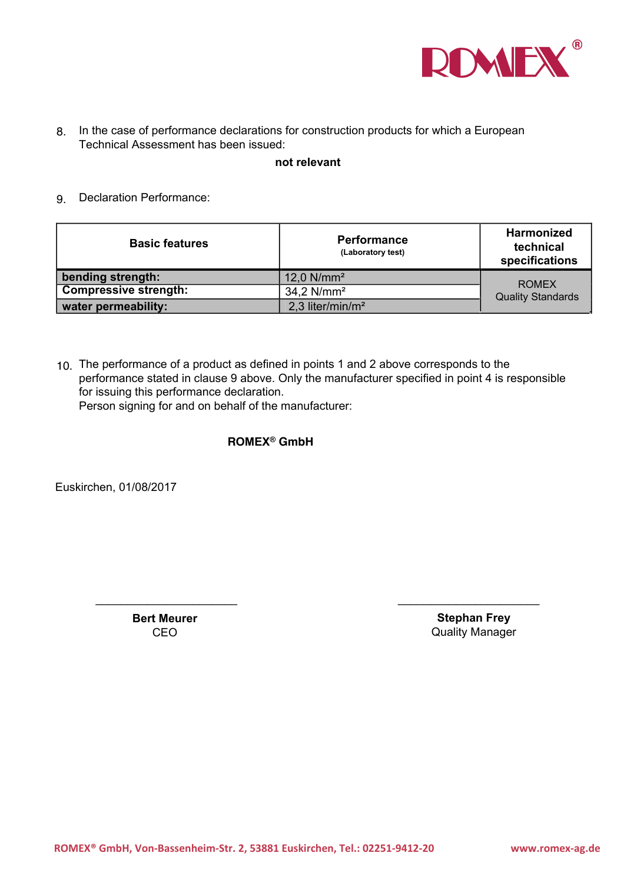8. In the case of performance declarations for construction products for which a European Technical Assessment has been issued:

**not relevant**

9. Declaration Performance:

| **Basic features** | **Performance** (Laboratory test) | **Harmonized technical specifications** |
|---|---|---|
| **bending strength:** | 12,0 N/mm² | ROMEX Quality Standards |
| **Compressive strength:** | 34,2 N/mm² | |
| **water permeability:** | 2,3 liter/min/m² | |

10. The performance of a product as defined in points 1 and 2 above corresponds to the performance stated in clause 9 above. Only the manufacturer specified in point 4 is responsible for issuing this performance declaration.
Person signing for and on behalf of the manufacturer:

**ROMEX® GmbH**

Euskirchen, 01/08/2017

______________________

**Bert Meurer**
CEO

______________________

**Stephan Frey**
Quality Manager

ROMEX® GmbH, Von-Bassenheim-Str. 2, 53881 Euskirchen, Tel.: 02251-9412-20 www.romex-ag.de